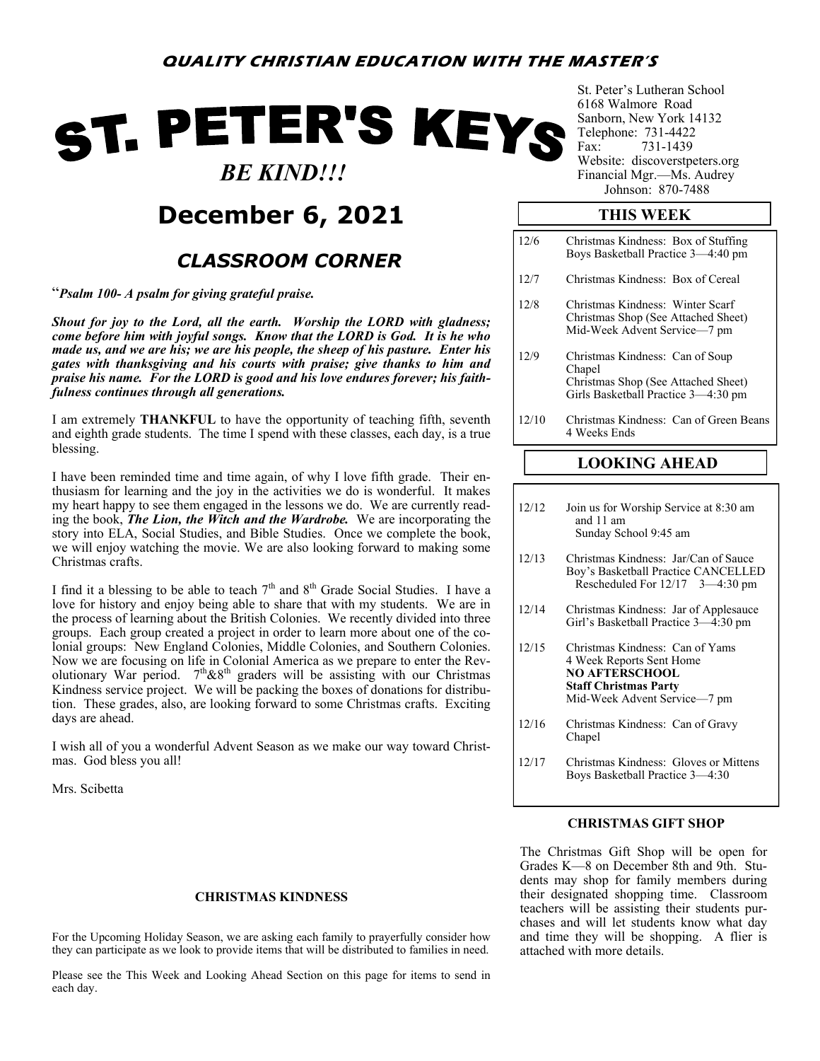**QUALITY CHRISTIAN EDUCATION WITH THE MASTER'S**

# ST. PETER'S KEYS

*BE KIND!!!*

St. Peter's Lutheran School
6168 Walmore Road
Sanborn, New York 14132
Telephone: 731-4422
Fax: 731-1439
Website: discoverstpeters.org
Financial Mgr.—Ms. Audrey Johnson: 870-7488

## December 6, 2021

## *CLASSROOM CORNER*

"***Psalm 100- A psalm for giving grateful praise.***

***Shout for joy to the Lord, all the earth. Worship the LORD with gladness; come before him with joyful songs. Know that the LORD is God. It is he who made us, and we are his; we are his people, the sheep of his pasture. Enter his gates with thanksgiving and his courts with praise; give thanks to him and praise his name. For the LORD is good and his love endures forever; his faithfulness continues through all generations.***

I am extremely **THANKFUL** to have the opportunity of teaching fifth, seventh and eighth grade students. The time I spend with these classes, each day, is a true blessing.

I have been reminded time and time again, of why I love fifth grade. Their enthusiasm for learning and the joy in the activities we do is wonderful. It makes my heart happy to see them engaged in the lessons we do. We are currently reading the book, ***The Lion, the Witch and the Wardrobe.*** We are incorporating the story into ELA, Social Studies, and Bible Studies. Once we complete the book, we will enjoy watching the movie. We are also looking forward to making some Christmas crafts.

I find it a blessing to be able to teach 7th and 8th Grade Social Studies. I have a love for history and enjoy being able to share that with my students. We are in the process of learning about the British Colonies. We recently divided into three groups. Each group created a project in order to learn more about one of the colonial groups: New England Colonies, Middle Colonies, and Southern Colonies. Now we are focusing on life in Colonial America as we prepare to enter the Revolutionary War period. 7th&8th graders will be assisting with our Christmas Kindness service project. We will be packing the boxes of donations for distribution. These grades, also, are looking forward to some Christmas crafts. Exciting days are ahead.

I wish all of you a wonderful Advent Season as we make our way toward Christmas. God bless you all!

Mrs. Scibetta

### THIS WEEK

| | |
|---|---|
| 12/6 | Christmas Kindness: Box of Stuffing<br>Boys Basketball Practice 3—4:40 pm |
| 12/7 | Christmas Kindness: Box of Cereal |
| 12/8 | Christmas Kindness: Winter Scarf<br>Christmas Shop (See Attached Sheet)<br>Mid-Week Advent Service—7 pm |
| 12/9 | Christmas Kindness: Can of Soup<br>Chapel<br>Christmas Shop (See Attached Sheet)<br>Girls Basketball Practice 3—4:30 pm |
| 12/10 | Christmas Kindness: Can of Green Beans<br>4 Weeks Ends |

### LOOKING AHEAD

| | |
|---|---|
| 12/12 | Join us for Worship Service at 8:30 am and 11 am<br>Sunday School 9:45 am |
| 12/13 | Christmas Kindness: Jar/Can of Sauce<br>Boy's Basketball Practice CANCELLED<br>Rescheduled For 12/17 3—4:30 pm |
| 12/14 | Christmas Kindness: Jar of Applesauce<br>Girl's Basketball Practice 3—4:30 pm |
| 12/15 | Christmas Kindness: Can of Yams<br>4 Week Reports Sent Home<br>**NO AFTERSCHOOL**<br>**Staff Christmas Party**<br>Mid-Week Advent Service—7 pm |
| 12/16 | Christmas Kindness: Can of Gravy<br>Chapel |
| 12/17 | Christmas Kindness: Gloves or Mittens<br>Boys Basketball Practice 3—4:30 |

#### CHRISTMAS KINDNESS

For the Upcoming Holiday Season, we are asking each family to prayerfully consider how they can participate as we look to provide items that will be distributed to families in need.

Please see the This Week and Looking Ahead Section on this page for items to send in each day.

#### CHRISTMAS GIFT SHOP

The Christmas Gift Shop will be open for Grades K—8 on December 8th and 9th. Students may shop for family members during their designated shopping time. Classroom teachers will be assisting their students purchases and will let students know what day and time they will be shopping. A flier is attached with more details.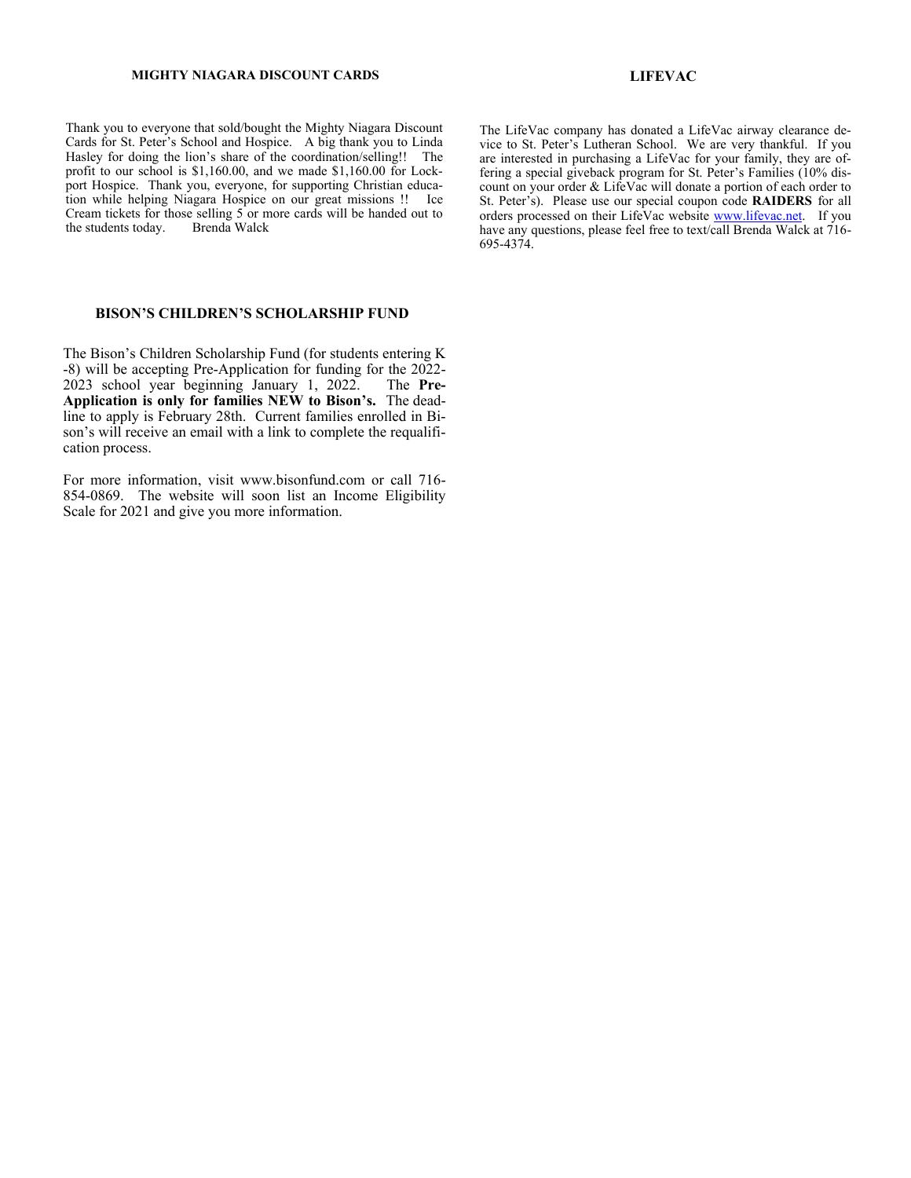## MIGHTY NIAGARA DISCOUNT CARDS

Thank you to everyone that sold/bought the Mighty Niagara Discount Cards for St. Peter's School and Hospice. A big thank you to Linda Hasley for doing the lion's share of the coordination/selling!! The profit to our school is $1,160.00, and we made $1,160.00 for Lockport Hospice. Thank you, everyone, for supporting Christian education while helping Niagara Hospice on our great missions !! Ice Cream tickets for those selling 5 or more cards will be handed out to the students today. Brenda Walck

## BISON'S CHILDREN'S SCHOLARSHIP FUND

The Bison's Children Scholarship Fund (for students entering K-8) will be accepting Pre-Application for funding for the 2022-2023 school year beginning January 1, 2022. The **Pre-Application is only for families NEW to Bison's.** The deadline to apply is February 28th. Current families enrolled in Bison's will receive an email with a link to complete the requalification process.

For more information, visit www.bisonfund.com or call 716-854-0869. The website will soon list an Income Eligibility Scale for 2021 and give you more information.

## LIFEVAC

The LifeVac company has donated a LifeVac airway clearance device to St. Peter's Lutheran School. We are very thankful. If you are interested in purchasing a LifeVac for your family, they are offering a special giveback program for St. Peter's Families (10% discount on your order & LifeVac will donate a portion of each order to St. Peter's). Please use our special coupon code **RAIDERS** for all orders processed on their LifeVac website www.lifevac.net. If you have any questions, please feel free to text/call Brenda Walck at 716-695-4374.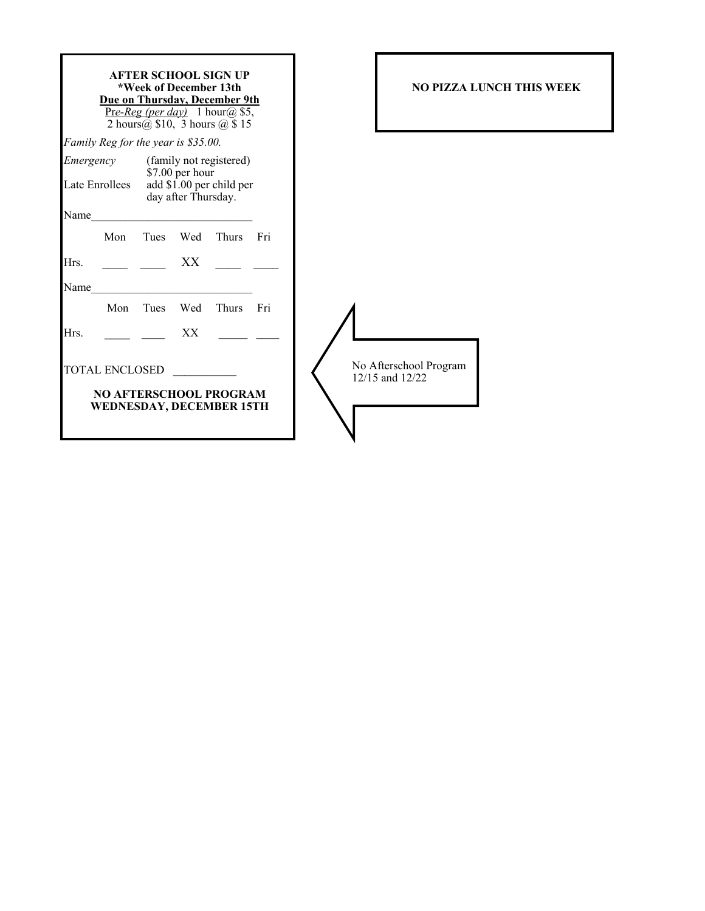**AFTER SCHOOL SIGN UP**
**\*Week of December 13th**
**Due on Thursday, December 9th**
Pre-Reg (per day) 1 hour@ $5, 2 hours@ $10, 3 hours @ $ 15

*Family Reg for the year is $35.00.*

*Emergency* (family not registered) $7.00 per hour

Late Enrollees add $1.00 per child per day after Thursday.

Name____________________________

| | Mon | Tues | Wed | Thurs | Fri |
|---|---|---|---|---|---|
| Hrs. | ____ | ____ | XX | ____ | ____ |

Name____________________________

| | Mon | Tues | Wed | Thurs | Fri |
|---|---|---|---|---|---|
| Hrs. | ____ | ____ | XX | _____ | ____ |

TOTAL ENCLOSED ___________

**NO AFTERSCHOOL PROGRAM WEDNESDAY, DECEMBER 15TH**

**NO PIZZA LUNCH THIS WEEK**

No Afterschool Program 12/15 and 12/22